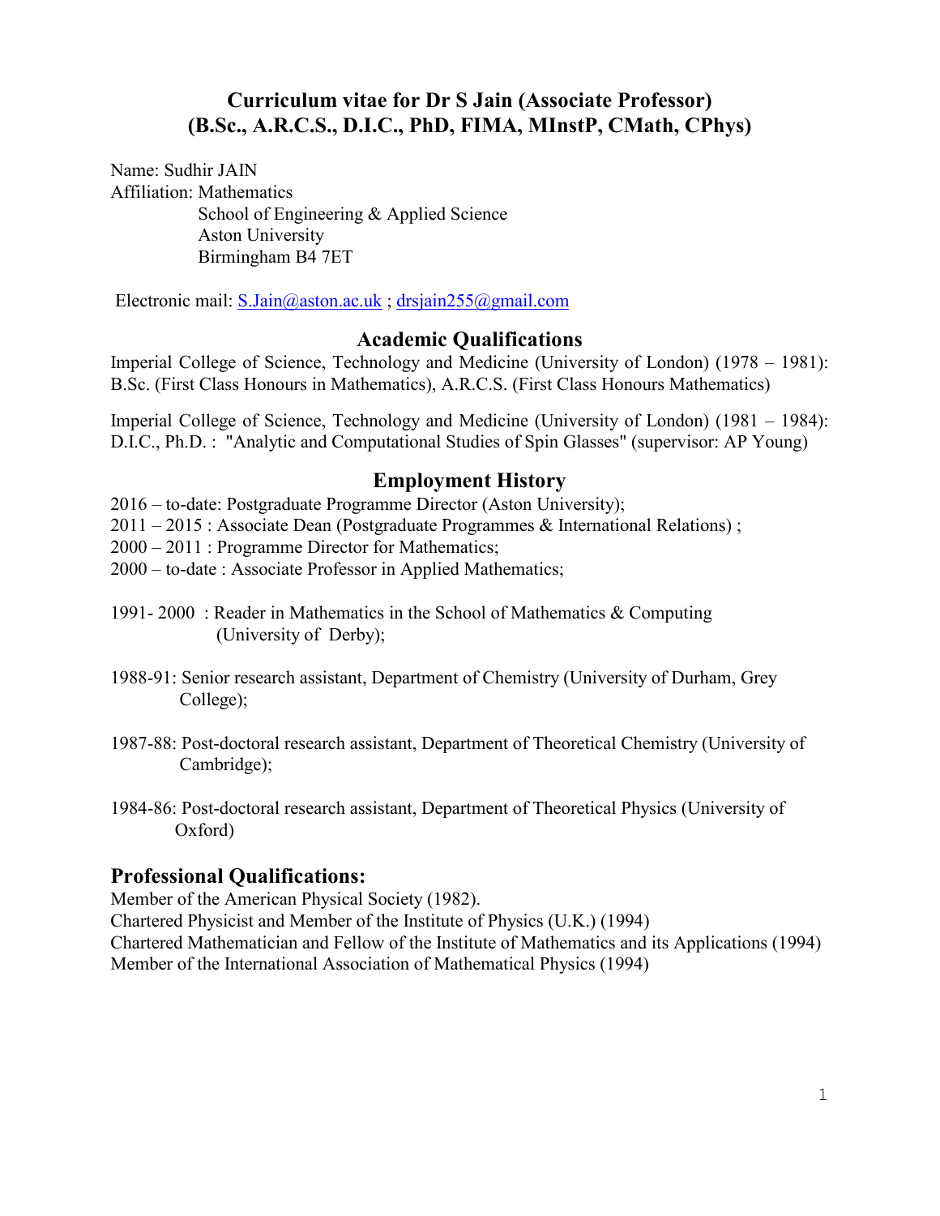# Curriculum vitae for Dr S Jain (Associate Professor)
# (B.Sc., A.R.C.S., D.I.C., PhD, FIMA, MInstP, CMath, CPhys)

Name: Sudhir JAIN
Affiliation: Mathematics
School of Engineering & Applied Science
Aston University
Birmingham B4 7ET

Electronic mail: S.Jain@aston.ac.uk ; drsjain255@gmail.com

## Academic Qualifications

Imperial College of Science, Technology and Medicine (University of London) (1978 – 1981): B.Sc. (First Class Honours in Mathematics), A.R.C.S. (First Class Honours Mathematics)

Imperial College of Science, Technology and Medicine (University of London) (1981 – 1984): D.I.C., Ph.D. : "Analytic and Computational Studies of Spin Glasses" (supervisor: AP Young)

## Employment History

2016 – to-date: Postgraduate Programme Director (Aston University);
2011 – 2015 : Associate Dean (Postgraduate Programmes & International Relations) ;
2000 – 2011 : Programme Director for Mathematics;
2000 – to-date : Associate Professor in Applied Mathematics;

1991- 2000 : Reader in Mathematics in the School of Mathematics & Computing (University of Derby);

1988-91: Senior research assistant, Department of Chemistry (University of Durham, Grey College);

1987-88: Post-doctoral research assistant, Department of Theoretical Chemistry (University of Cambridge);

1984-86: Post-doctoral research assistant, Department of Theoretical Physics (University of Oxford)

## Professional Qualifications:

Member of the American Physical Society (1982).
Chartered Physicist and Member of the Institute of Physics (U.K.) (1994)
Chartered Mathematician and Fellow of the Institute of Mathematics and its Applications (1994)
Member of the International Association of Mathematical Physics (1994)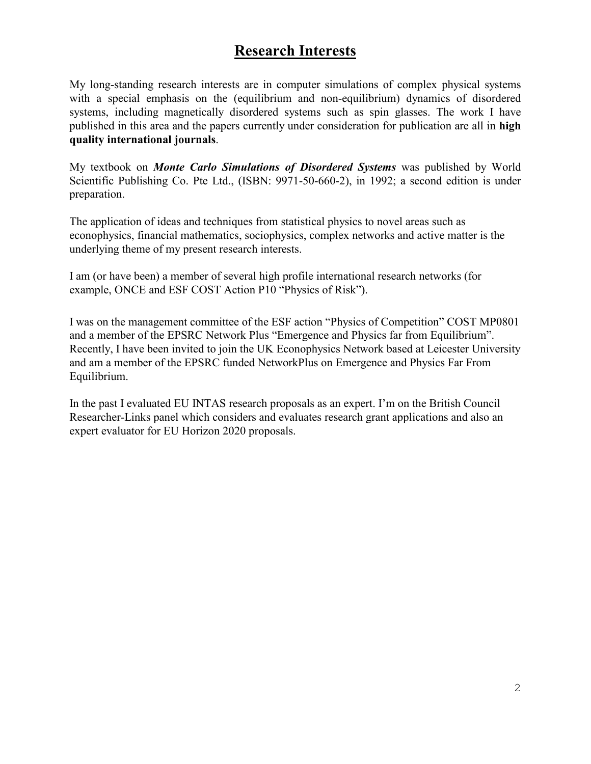# Research Interests

My long-standing research interests are in computer simulations of complex physical systems with a special emphasis on the (equilibrium and non-equilibrium) dynamics of disordered systems, including magnetically disordered systems such as spin glasses. The work I have published in this area and the papers currently under consideration for publication are all in **high quality international journals**.

My textbook on ***Monte Carlo Simulations of Disordered Systems*** was published by World Scientific Publishing Co. Pte Ltd., (ISBN: 9971-50-660-2), in 1992; a second edition is under preparation.

The application of ideas and techniques from statistical physics to novel areas such as econophysics, financial mathematics, sociophysics, complex networks and active matter is the underlying theme of my present research interests.

I am (or have been) a member of several high profile international research networks (for example, ONCE and ESF COST Action P10 "Physics of Risk").

I was on the management committee of the ESF action "Physics of Competition" COST MP0801 and a member of the EPSRC Network Plus "Emergence and Physics far from Equilibrium". Recently, I have been invited to join the UK Econophysics Network based at Leicester University and am a member of the EPSRC funded NetworkPlus on Emergence and Physics Far From Equilibrium.

In the past I evaluated EU INTAS research proposals as an expert. I'm on the British Council Researcher-Links panel which considers and evaluates research grant applications and also an expert evaluator for EU Horizon 2020 proposals.